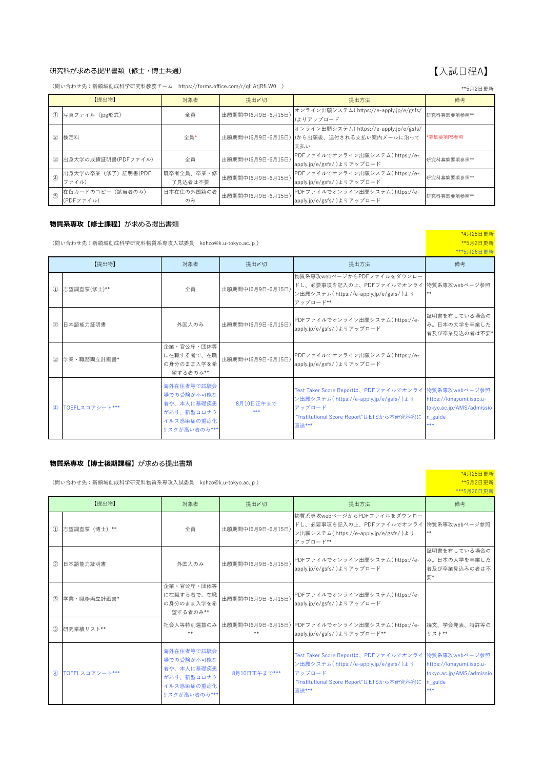## 研究科が求める提出書類（修士・博士共通）

【入試日程A】

（問い合わせ先：新領域創成科学研究科教務チーム　https://forms.office.com/r/qHAtjRfLW0　）

**5月2日更新

| 【提出物】 | | 対象者 | 提出〆切 | 提出方法 | 備考 |
|---|---|---|---|---|---|
| ① | 写真ファイル（jpg形式） | 全員 | 出願期間中(6月9日-6月15日) | オンライン出願システム( https://e-apply.jp/e/gsfs/ )よりアップロード | 研究科募集要項参照** |
| ② | 検定料 | 全員* | 出願期間中(6月9日-6月15日) | オンライン出願システム( https://e-apply.jp/e/gsfs/ )から出願後、送付される支払い案内メールに沿って支払い | *募集要項P5参照 |
| ③ | 出身大学の成績証明書(PDFファイル) | 全員 | 出願期間中(6月9日-6月15日) | PDFファイルでオンライン出願システム( https://e-apply.jp/e/gsfs/ )よりアップロード | 研究科募集要項参照** |
| ④ | 出身大学の卒業（修了）証明書(PDFファイル) | 既卒者全員、卒業・修了見込者は不要 | 出願期間中(6月9日-6月15日) | PDFファイルでオンライン出願システム( https://e-apply.jp/e/gsfs/ )よりアップロード | 研究科募集要項参照** |
| ⑤ | 在留カードのコピー（該当者のみ）(PDFファイル) | 日本在住の外国籍の者のみ | 出願期間中(6月9日-6月15日) | PDFファイルでオンライン出願システム( https://e-apply.jp/e/gsfs/ )よりアップロード | 研究科募集要項参照** |

## 物質系専攻【修士課程】が求める提出書類

（問い合わせ先：新領域創成科学研究科物質系専攻入試委員　kohzo@k.u-tokyo.ac.jp ）

*4月25日更新
**5月2日更新
***5月26日更新

| 【提出物】 | | 対象者 | 提出〆切 | 提出方法 | 備考 |
|---|---|---|---|---|---|
| ① | 志望調査票(修士)** | 全員 | 出願期間中(6月9日-6月15日) | 物質系専攻webページからPDFファイルをダウンロードし、必要事項を記入の上、PDFファイルでオンライン出願システム( https://e-apply.jp/e/gsfs/ )よりアップロード** | 物質系専攻webページ参照** |
| ② | 日本語能力証明書 | 外国人のみ | 出願期間中(6月9日-6月15日) | PDFファイルでオンライン出願システム( https://e-apply.jp/e/gsfs/ )よりアップロード | 証明書を有している場合のみ。日本の大学を卒業した者及び卒業見込の者は不要* |
| ③ | 学業・職務両立計画書* | 企業・官公庁・団体等に在職する者で、在職の身分のまま入学を希望する者のみ** | 出願期間中(6月9日-6月15日) | PDFファイルでオンライン出願システム( https://e-apply.jp/e/gsfs/ )よりアップロード | |
| ④ | TOEFLスコアシート*** | 海外在住者等で試験会場での受験が不可能な者や、本人に基礎疾患があり、新型コロナウイルス感染症の重症化リスクが高い者のみ*** | 8月10日正午まで*** | Test Taker Score Reportは、PDFファイルでオンライン出願システム( https://e-apply.jp/e/gsfs/ )よりアップロード "Institutional Score Report"はETSから本研究科に直送*** | 物質系専攻webページ参照 https://kmayumi.issp.u-tokyo.ac.jp/AMS/admission_guide *** |

## 物質系専攻【博士後期課程】が求める提出書類

（問い合わせ先：新領域創成科学研究科物質系専攻入試委員　kohzo@k.u-tokyo.ac.jp ）

*4月25日更新
**5月2日更新
***5月26日更新

| 【提出物】 | | 対象者 | 提出〆切 | 提出方法 | 備考 |
|---|---|---|---|---|---|
| ① | 志望調査票（博士）** | 全員 | 出願期間中(6月9日-6月15日) | 物質系専攻webページからPDFファイルをダウンロードし、必要事項を記入の上、PDFファイルでオンライン出願システム( https://e-apply.jp/e/gsfs/ )よりアップロード** | 物質系専攻webページ参照** |
| ② | 日本語能力証明書 | 外国人のみ | 出願期間中(6月9日-6月15日) | PDFファイルでオンライン出願システム( https://e-apply.jp/e/gsfs/ )よりアップロード | 証明書を有している場合のみ。日本の大学を卒業した者及び卒業見込みの者は不要* |
| ③ | 学業・職務両立計画書* | 企業・官公庁・団体等に在職する者で、在職の身分のまま入学を希望する者のみ** | 出願期間中(6月9日-6月15日) | PDFファイルでオンライン出願システム( https://e-apply.jp/e/gsfs/ )よりアップロード | |
| ③ | 研究業績リスト** | 社会人等特別選抜のみ** | 出願期間中(6月9日-6月15日)** | PDFファイルでオンライン出願システム( https://e-apply.jp/e/gsfs/ )よりアップロード** | 論文、学会発表、特許等のリスト** |
| ④ | TOEFLスコアシート*** | 海外在住者等で試験会場での受験が不可能な者や、本人に基礎疾患があり、新型コロナウイルス感染症の重症化リスクが高い者のみ*** | 8月10日正午まで*** | Test Taker Score Reportは、PDFファイルでオンライン出願システム( https://e-apply.jp/e/gsfs/ )よりアップロード "Institutional Score Report"はETSから本研究科に直送*** | 物質系専攻webページ参照 https://kmayumi.issp.u-tokyo.ac.jp/AMS/admission_guide *** |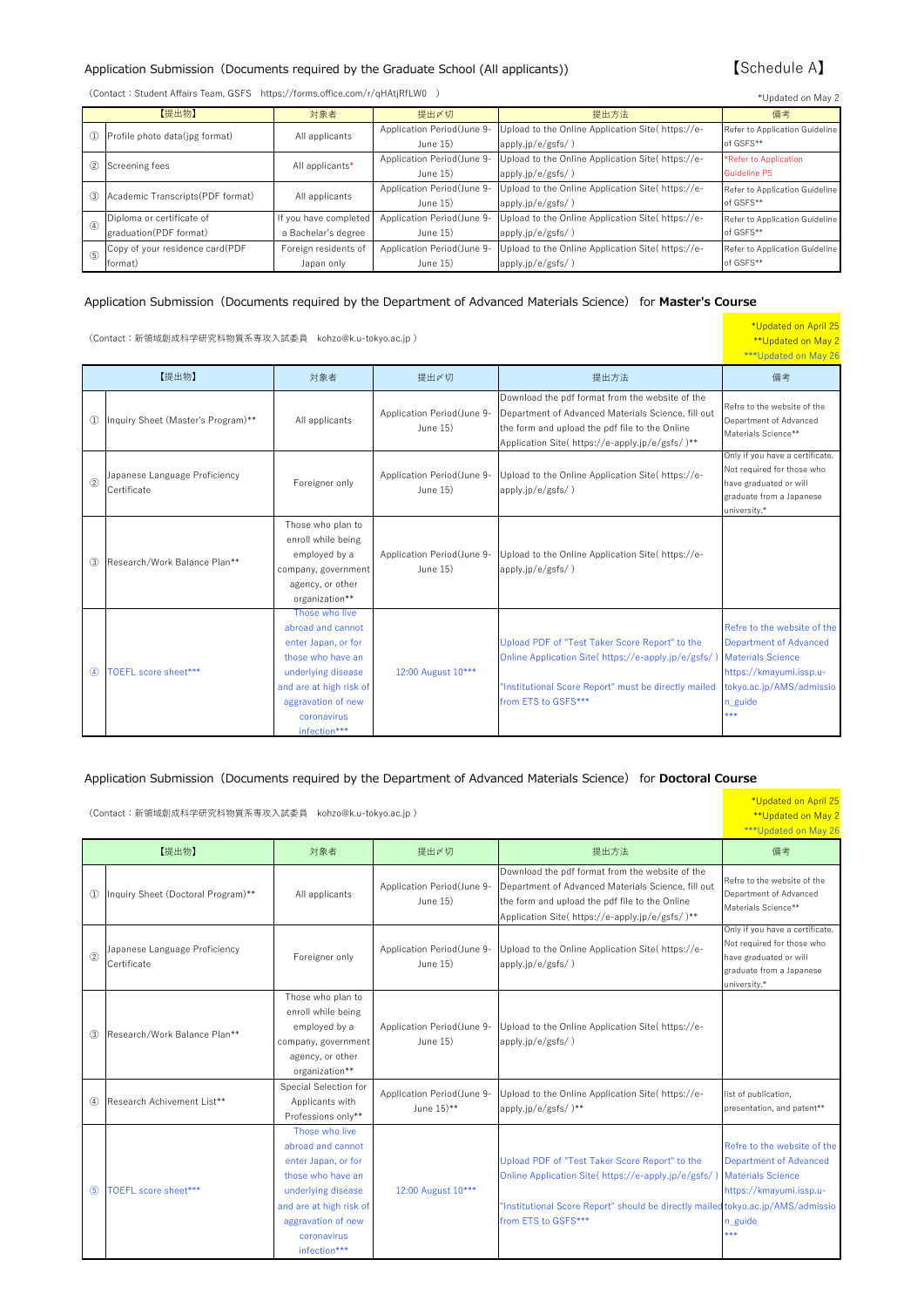Application Submission（Documents required by the Graduate School (All applicants)）

【Schedule A】

（Contact：Student Affairs Team, GSFS https://forms.office.com/r/qHAtjRfLW0 ）

*Updated on May 2

| | 【提出物】 | 対象者 | 提出〆切 | 提出方法 | 備考 |
|---|---|---|---|---|---|
| ① | Profile photo data(jpg format) | All applicants | Application Period(June 9-June 15) | Upload to the Online Application Site( https://e-apply.jp/e/gsfs/ ) | Refer to Application Guideline of GSFS** |
| ② | Screening fees | All applicants* | Application Period(June 9-June 15) | Upload to the Online Application Site( https://e-apply.jp/e/gsfs/ ) | *Refer to Application Guideline P5 |
| ③ | Academic Transcripts(PDF format) | All applicants | Application Period(June 9-June 15) | Upload to the Online Application Site( https://e-apply.jp/e/gsfs/ ) | Refer to Application Guideline of GSFS** |
| ④ | Diploma or certificate of graduation(PDF format) | If you have completed a Bachelor's degree | Application Period(June 9-June 15) | Upload to the Online Application Site( https://e-apply.jp/e/gsfs/ ) | Refer to Application Guideline of GSFS** |
| ⑤ | Copy of your residence card(PDF format) | Foreign residents of Japan only | Application Period(June 9-June 15) | Upload to the Online Application Site( https://e-apply.jp/e/gsfs/ ) | Refer to Application Guideline of GSFS** |

Application Submission（Documents required by the Department of Advanced Materials Science） for **Master's Course**

（Contact：新領域創成科学研究科物質系専攻入試委員 kohzo@k.u-tokyo.ac.jp ）

*Updated on April 25
**Updated on May 2
***Updated on May 26

| | 【提出物】 | 対象者 | 提出〆切 | 提出方法 | 備考 |
|---|---|---|---|---|---|
| ① | Inquiry Sheet (Master's Program)** | All applicants | Application Period(June 9-June 15) | Download the pdf format from the website of the Department of Advanced Materials Science, fill out the form and upload the pdf file to the Online Application Site( https://e-apply.jp/e/gsfs/ )** | Refre to the website of the Department of Advanced Materials Science** |
| ② | Japanese Language Proficiency Certificate | Foreigner only | Application Period(June 9-June 15) | Upload to the Online Application Site( https://e-apply.jp/e/gsfs/ ) | Only if you have a certificate. Not required for those who have graduated or will graduate from a Japanese university.* |
| ③ | Research/Work Balance Plan** | Those who plan to enroll while being employed by a company, government agency, or other organization** | Application Period(June 9-June 15) | Upload to the Online Application Site( https://e-apply.jp/e/gsfs/ ) | |
| ④ | TOEFL score sheet*** | Those who live abroad and cannot enter Japan, or for those who have an underlying disease and are at high risk of aggravation of new coronavirus infection*** | 12:00 August 10*** | Upload PDF of "Test Taker Score Report" to the Online Application Site( https://e-apply.jp/e/gsfs/ ) "Institutional Score Report" must be directly mailed from ETS to GSFS*** | Refre to the website of the Department of Advanced Materials Science https://kmayumi.issp.u-tokyo.ac.jp/AMS/admission_guide *** |

Application Submission（Documents required by the Department of Advanced Materials Science） for **Doctoral Course**

（Contact：新領域創成科学研究科物質系専攻入試委員 kohzo@k.u-tokyo.ac.jp ）

*Updated on April 25
**Updated on May 2
***Updated on May 26

| | 【提出物】 | 対象者 | 提出〆切 | 提出方法 | 備考 |
|---|---|---|---|---|---|
| ① | Inquiry Sheet (Doctoral Program)** | All applicants | Application Period(June 9-June 15) | Download the pdf format from the website of the Department of Advanced Materials Science, fill out the form and upload the pdf file to the Online Application Site( https://e-apply.jp/e/gsfs/ )** | Refre to the website of the Department of Advanced Materials Science** |
| ② | Japanese Language Proficiency Certificate | Foreigner only | Application Period(June 9-June 15) | Upload to the Online Application Site( https://e-apply.jp/e/gsfs/ ) | Only if you have a certificate. Not required for those who have graduated or will graduate from a Japanese university.* |
| ③ | Research/Work Balance Plan** | Those who plan to enroll while being employed by a company, government agency, or other organization** | Application Period(June 9-June 15) | Upload to the Online Application Site( https://e-apply.jp/e/gsfs/ ) | |
| ④ | Research Achivement List** | Special Selection for Applicants with Professions only** | Application Period(June 9-June 15)** | Upload to the Online Application Site( https://e-apply.jp/e/gsfs/ )** | list of publication, presentation, and patent** |
| ⑤ | TOEFL score sheet*** | Those who live abroad and cannot enter Japan, or for those who have an underlying disease and are at high risk of aggravation of new coronavirus infection*** | 12:00 August 10*** | Upload PDF of "Test Taker Score Report" to the Online Application Site( https://e-apply.jp/e/gsfs/ ) "Institutional Score Report" should be directly mailed from ETS to GSFS*** | Refre to the website of the Department of Advanced Materials Science https://kmayumi.issp.u-tokyo.ac.jp/AMS/admission_guide *** |